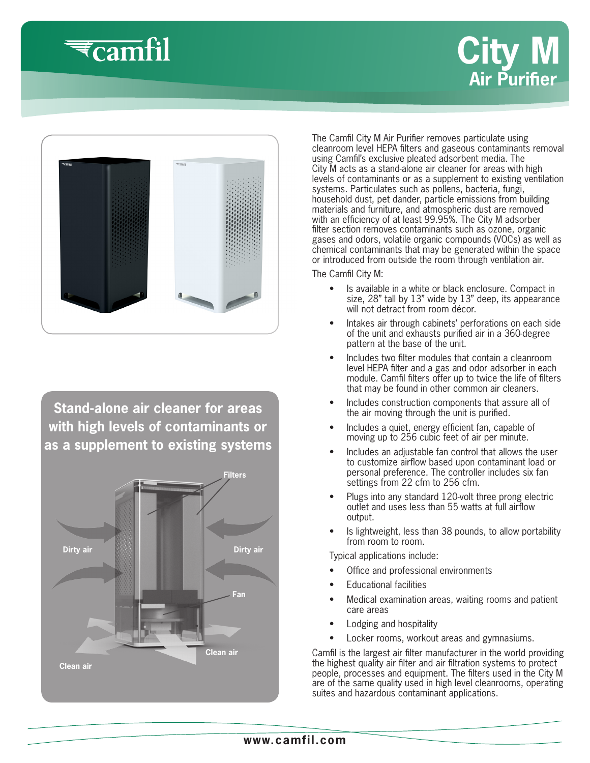# City M Air Purifier

## Stand-alone air cleaner for areas with high levels of contaminants or as a supplement to existing systems

Filters

Dirty air

Dirty air

Fan

Clean air

Clean air

The Camfil City M Air Purifier removes particulate using cleanroom level HEPA filters and gaseous contaminants removal using Camfil's exclusive pleated adsorbent media. The City M acts as a stand-alone air cleaner for areas with high levels of contaminants or as a supplement to existing ventilation systems. Particulates such as pollens, bacteria, fungi, household dust, pet dander, particle emissions from building materials and furniture, and atmospheric dust are removed with an efficiency of at least 99.95%. The City M adsorber filter section removes contaminants such as ozone, organic gases and odors, volatile organic compounds (VOCs) as well as chemical contaminants that may be generated within the space or introduced from outside the room through ventilation air.

The Camfil City M:

- Is available in a white or black enclosure. Compact in size, 28" tall by 13" wide by 13" deep, its appearance will not detract from room décor.
- Intakes air through cabinets' perforations on each side of the unit and exhausts purified air in a 360-degree pattern at the base of the unit.
- Includes two filter modules that contain a cleanroom level HEPA filter and a gas and odor adsorber in each module. Camfil filters offer up to twice the life of filters that may be found in other common air cleaners.
- Includes construction components that assure all of the air moving through the unit is purified.
- Includes a quiet, energy efficient fan, capable of moving up to 256 cubic feet of air per minute.
- Includes an adjustable fan control that allows the user to customize airflow based upon contaminant load or personal preference. The controller includes six fan settings from 22 cfm to 256 cfm.
- Plugs into any standard 120-volt three prong electric outlet and uses less than 55 watts at full airflow output.
- Is lightweight, less than 38 pounds, to allow portability from room to room.

Typical applications include:

- Office and professional environments
- Educational facilities
- Medical examination areas, waiting rooms and patient care areas
- Lodging and hospitality
- Locker rooms, workout areas and gymnasiums.

Camfil is the largest air filter manufacturer in the world providing the highest quality air filter and air filtration systems to protect people, processes and equipment. The filters used in the City M are of the same quality used in high level cleanrooms, operating suites and hazardous contaminant applications.

www.camfil.com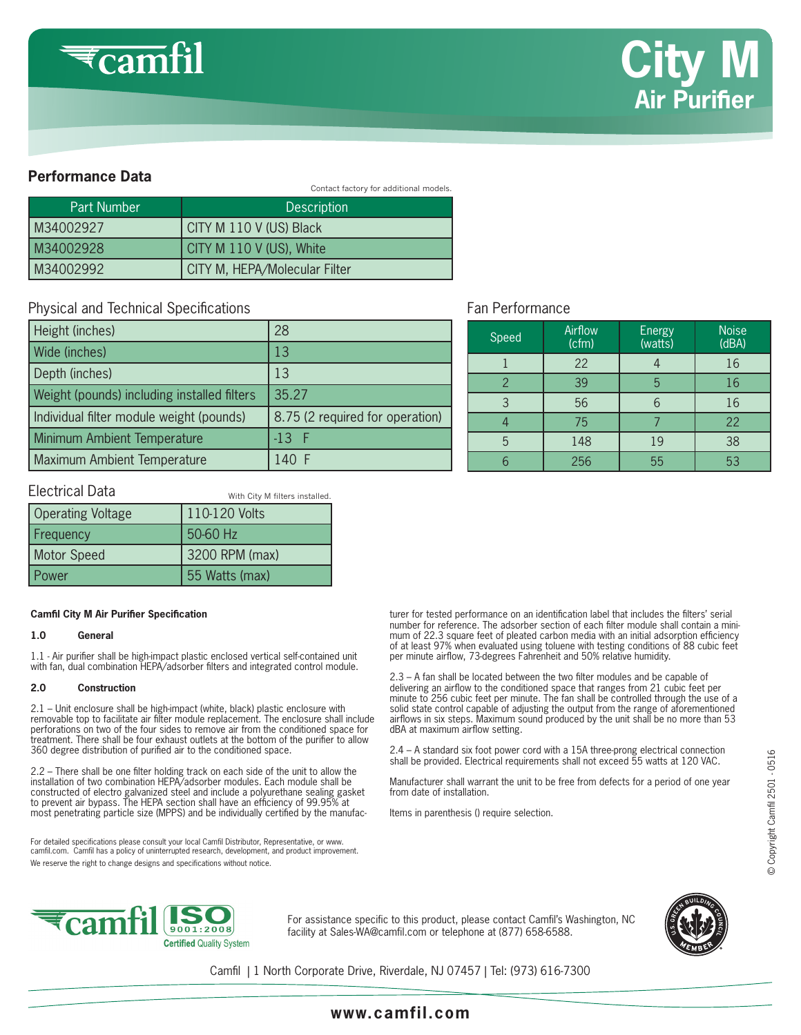# City M

## Air Purifier

## Performance Data

Contact factory for additional models.

| Part Number | Description |
| --- | --- |
| M34002927 | CITY M 110 V (US) Black |
| M34002928 | CITY M 110 V (US), White |
| M34002992 | CITY M, HEPA/Molecular Filter |

### Physical and Technical Specifications

| | |
| --- | --- |
| Height (inches) | 28 |
| Wide (inches) | 13 |
| Depth (inches) | 13 |
| Weight (pounds) including installed filters | 35.27 |
| Individual filter module weight (pounds) | 8.75 (2 required for operation) |
| Minimum Ambient Temperature | -13 F |
| Maximum Ambient Temperature | 140 F |

### Fan Performance

| Speed | Airflow (cfm) | Energy (watts) | Noise (dBA) |
| --- | --- | --- | --- |
| 1 | 22 | 4 | 16 |
| 2 | 39 | 5 | 16 |
| 3 | 56 | 6 | 16 |
| 4 | 75 | 7 | 22 |
| 5 | 148 | 19 | 38 |
| 6 | 256 | 55 | 53 |

### Electrical Data

With City M filters installed.

| | |
| --- | --- |
| Operating Voltage | 110-120 Volts |
| Frequency | 50-60 Hz |
| Motor Speed | 3200 RPM (max) |
| Power | 55 Watts (max) |

**Camfil City M Air Purifier Specification**

**1.0 General**

1.1 - Air purifier shall be high-impact plastic enclosed vertical self-contained unit with fan, dual combination HEPA/adsorber filters and integrated control module.

**2.0 Construction**

2.1 – Unit enclosure shall be high-impact (white, black) plastic enclosure with removable top to facilitate air filter module replacement. The enclosure shall include perforations on two of the four sides to remove air from the conditioned space for treatment. There shall be four exhaust outlets at the bottom of the purifier to allow 360 degree distribution of purified air to the conditioned space.

2.2 – There shall be one filter holding track on each side of the unit to allow the installation of two combination HEPA/adsorber modules. Each module shall be constructed of electro galvanized steel and include a polyurethane sealing gasket to prevent air bypass. The HEPA section shall have an efficiency of 99.95% at most penetrating particle size (MPPS) and be individually certified by the manufacturer for tested performance on an identification label that includes the filters' serial number for reference. The adsorber section of each filter module shall contain a minimum of 22.3 square feet of pleated carbon media with an initial adsorption efficiency of at least 97% when evaluated using toluene with testing conditions of 88 cubic feet per minute airflow, 73-degrees Fahrenheit and 50% relative humidity.

2.3 – A fan shall be located between the two filter modules and be capable of delivering an airflow to the conditioned space that ranges from 21 cubic feet per minute to 256 cubic feet per minute. The fan shall be controlled through the use of a solid state control capable of adjusting the output from the range of aforementioned airflows in six steps. Maximum sound produced by the unit shall be no more than 53 dBA at maximum airflow setting.

2.4 – A standard six foot power cord with a 15A three-prong electrical connection shall be provided. Electrical requirements shall not exceed 55 watts at 120 VAC.

Manufacturer shall warrant the unit to be free from defects for a period of one year from date of installation.

Items in parenthesis () require selection.

For detailed specifications please consult your local Camfil Distributor, Representative, or www.camfil.com. Camfil has a policy of uninterrupted research, development, and product improvement. We reserve the right to change designs and specifications without notice.

For assistance specific to this product, please contact Camfil's Washington, NC facility at Sales-WA@camfil.com or telephone at (877) 658-6588.

Camfil | 1 North Corporate Drive, Riverdale, NJ 07457 | Tel: (973) 616-7300

www.camfil.com

© Copyright Camfil 2501 - 0516